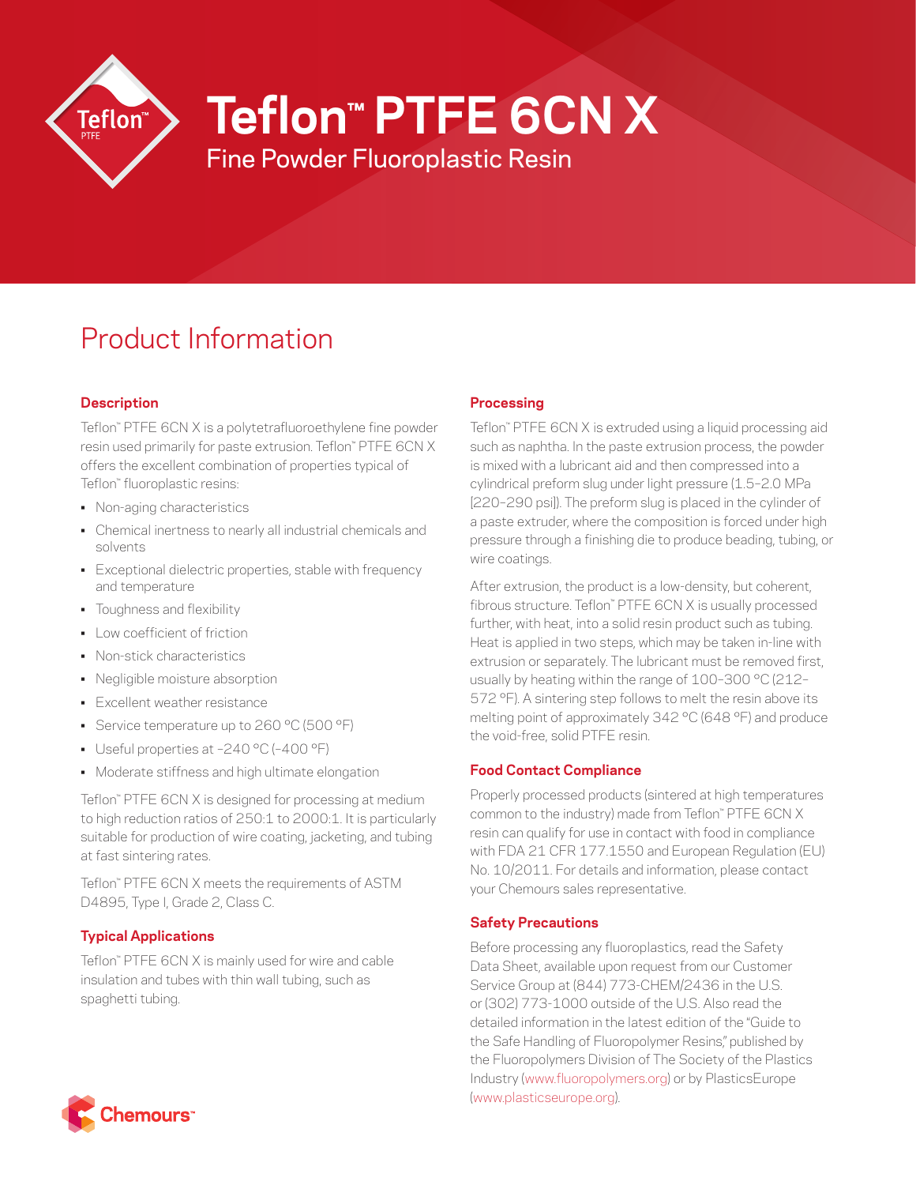# Teflon™ PTFE 6CN X

Fine Powder Fluoroplastic Resin

## Product Information

### Description

Teflon™ PTFE 6CN X is a polytetrafluoroethylene fine powder resin used primarily for paste extrusion. Teflon™ PTFE 6CN X offers the excellent combination of properties typical of Teflon™ fluoroplastic resins:

- Non-aging characteristics
- Chemical inertness to nearly all industrial chemicals and solvents
- Exceptional dielectric properties, stable with frequency and temperature
- Toughness and flexibility
- Low coefficient of friction
- Non-stick characteristics
- Negligible moisture absorption
- Excellent weather resistance
- Service temperature up to 260 °C (500 °F)
- Useful properties at −240 °C (−400 °F)
- Moderate stiffness and high ultimate elongation

Teflon™ PTFE 6CN X is designed for processing at medium to high reduction ratios of 250:1 to 2000:1. It is particularly suitable for production of wire coating, jacketing, and tubing at fast sintering rates.

Teflon™ PTFE 6CN X meets the requirements of ASTM D4895, Type I, Grade 2, Class C.

### Typical Applications

Teflon™ PTFE 6CN X is mainly used for wire and cable insulation and tubes with thin wall tubing, such as spaghetti tubing.

### Processing

Teflon™ PTFE 6CN X is extruded using a liquid processing aid such as naphtha. In the paste extrusion process, the powder is mixed with a lubricant aid and then compressed into a cylindrical preform slug under light pressure (1.5–2.0 MPa [220–290 psi]). The preform slug is placed in the cylinder of a paste extruder, where the composition is forced under high pressure through a finishing die to produce beading, tubing, or wire coatings.

After extrusion, the product is a low-density, but coherent, fibrous structure. Teflon™ PTFE 6CN X is usually processed further, with heat, into a solid resin product such as tubing. Heat is applied in two steps, which may be taken in-line with extrusion or separately. The lubricant must be removed first, usually by heating within the range of 100–300 °C (212–572 °F). A sintering step follows to melt the resin above its melting point of approximately 342 °C (648 °F) and produce the void-free, solid PTFE resin.

### Food Contact Compliance

Properly processed products (sintered at high temperatures common to the industry) made from Teflon™ PTFE 6CN X resin can qualify for use in contact with food in compliance with FDA 21 CFR 177.1550 and European Regulation (EU) No. 10/2011. For details and information, please contact your Chemours sales representative.

### Safety Precautions

Before processing any fluoroplastics, read the Safety Data Sheet, available upon request from our Customer Service Group at (844) 773-CHEM/2436 in the U.S. or (302) 773-1000 outside of the U.S. Also read the detailed information in the latest edition of the "Guide to the Safe Handling of Fluoropolymer Resins," published by the Fluoropolymers Division of The Society of the Plastics Industry (www.fluoropolymers.org) or by PlasticsEurope (www.plasticseurope.org).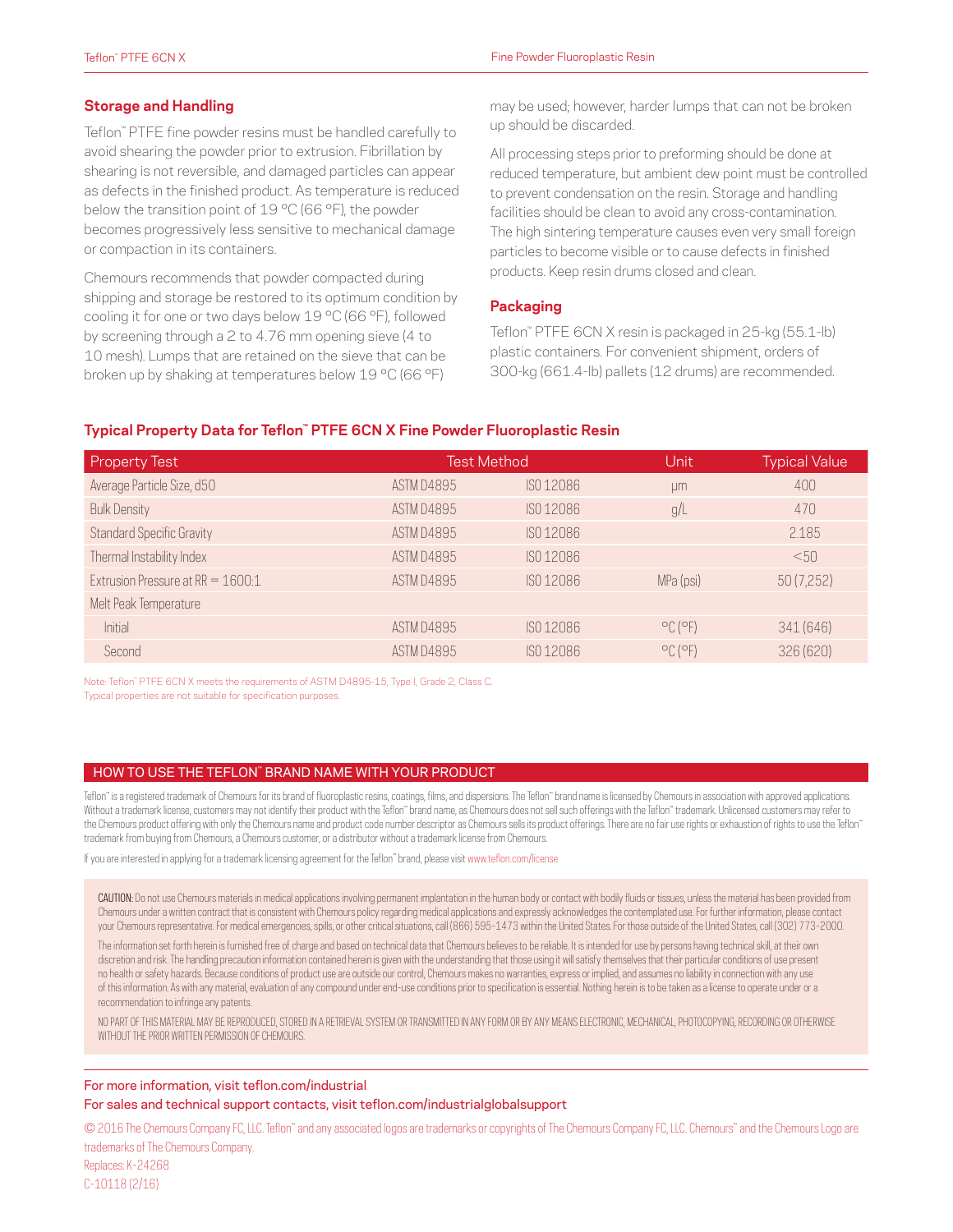## Storage and Handling

Teflon™ PTFE fine powder resins must be handled carefully to avoid shearing the powder prior to extrusion. Fibrillation by shearing is not reversible, and damaged particles can appear as defects in the finished product. As temperature is reduced below the transition point of 19 °C (66 °F), the powder becomes progressively less sensitive to mechanical damage or compaction in its containers.

Chemours recommends that powder compacted during shipping and storage be restored to its optimum condition by cooling it for one or two days below 19 °C (66 °F), followed by screening through a 2 to 4.76 mm opening sieve (4 to 10 mesh). Lumps that are retained on the sieve that can be broken up by shaking at temperatures below 19 °C (66 °F) may be used; however, harder lumps that can not be broken up should be discarded.

All processing steps prior to preforming should be done at reduced temperature, but ambient dew point must be controlled to prevent condensation on the resin. Storage and handling facilities should be clean to avoid any cross-contamination. The high sintering temperature causes even very small foreign particles to become visible or to cause defects in finished products. Keep resin drums closed and clean.

## Packaging

Teflon™ PTFE 6CN X resin is packaged in 25-kg (55.1-lb) plastic containers. For convenient shipment, orders of 300-kg (661.4-lb) pallets (12 drums) are recommended.

## Typical Property Data for Teflon™ PTFE 6CN X Fine Powder Fluoroplastic Resin

| Property Test | Test Method | | Unit | Typical Value |
|---|---|---|---|---|
| Average Particle Size, d50 | ASTM D4895 | ISO 12086 | µm | 400 |
| Bulk Density | ASTM D4895 | ISO 12086 | g/L | 470 |
| Standard Specific Gravity | ASTM D4895 | ISO 12086 | | 2.185 |
| Thermal Instability Index | ASTM D4895 | ISO 12086 | | <50 |
| Extrusion Pressure at RR = 1600:1 | ASTM D4895 | ISO 12086 | MPa (psi) | 50 (7,252) |
| Melt Peak Temperature | | | | |
| Initial | ASTM D4895 | ISO 12086 | °C (°F) | 341 (646) |
| Second | ASTM D4895 | ISO 12086 | °C (°F) | 326 (620) |

Note: Teflon™ PTFE 6CN X meets the requirements of ASTM D4895-15, Type I, Grade 2, Class C.
Typical properties are not suitable for specification purposes.

## HOW TO USE THE TEFLON™ BRAND NAME WITH YOUR PRODUCT

Teflon™ is a registered trademark of Chemours for its brand of fluoroplastic resins, coatings, films, and dispersions. The Teflon™ brand name is licensed by Chemours in association with approved applications. Without a trademark license, customers may not identify their product with the Teflon™ brand name, as Chemours does not sell such offerings with the Teflon™ trademark. Unlicensed customers may refer to the Chemours product offering with only the Chemours name and product code number descriptor as Chemours sells its product offerings. There are no fair use rights or exhaustion of rights to use the Teflon™ trademark from buying from Chemours, a Chemours customer, or a distributor without a trademark license from Chemours.

If you are interested in applying for a trademark licensing agreement for the Teflon™ brand, please visit www.teflon.com/license

CAUTION: Do not use Chemours materials in medical applications involving permanent implantation in the human body or contact with bodily fluids or tissues, unless the material has been provided from Chemours under a written contract that is consistent with Chemours policy regarding medical applications and expressly acknowledges the contemplated use. For further information, please contact your Chemours representative. For medical emergencies, spills, or other critical situations, call (866) 595-1473 within the United States. For those outside of the United States, call (302) 773-2000.

The information set forth herein is furnished free of charge and based on technical data that Chemours believes to be reliable. It is intended for use by persons having technical skill, at their own discretion and risk. The handling precaution information contained herein is given with the understanding that those using it will satisfy themselves that their particular conditions of use present no health or safety hazards. Because conditions of product use are outside our control, Chemours makes no warranties, express or implied, and assumes no liability in connection with any use of this information. As with any material, evaluation of any compound under end-use conditions prior to specification is essential. Nothing herein is to be taken as a license to operate under or a recommendation to infringe any patents.

NO PART OF THIS MATERIAL MAY BE REPRODUCED, STORED IN A RETRIEVAL SYSTEM OR TRANSMITTED IN ANY FORM OR BY ANY MEANS ELECTRONIC, MECHANICAL, PHOTOCOPYING, RECORDING OR OTHERWISE WITHOUT THE PRIOR WRITTEN PERMISSION OF CHEMOURS.

For more information, visit teflon.com/industrial
For sales and technical support contacts, visit teflon.com/industrialglobalsupport

© 2016 The Chemours Company FC, LLC. Teflon™ and any associated logos are trademarks or copyrights of The Chemours Company FC, LLC. Chemours™ and the Chemours Logo are trademarks of The Chemours Company.
Replaces: K-24268
C-10118 (2/16)